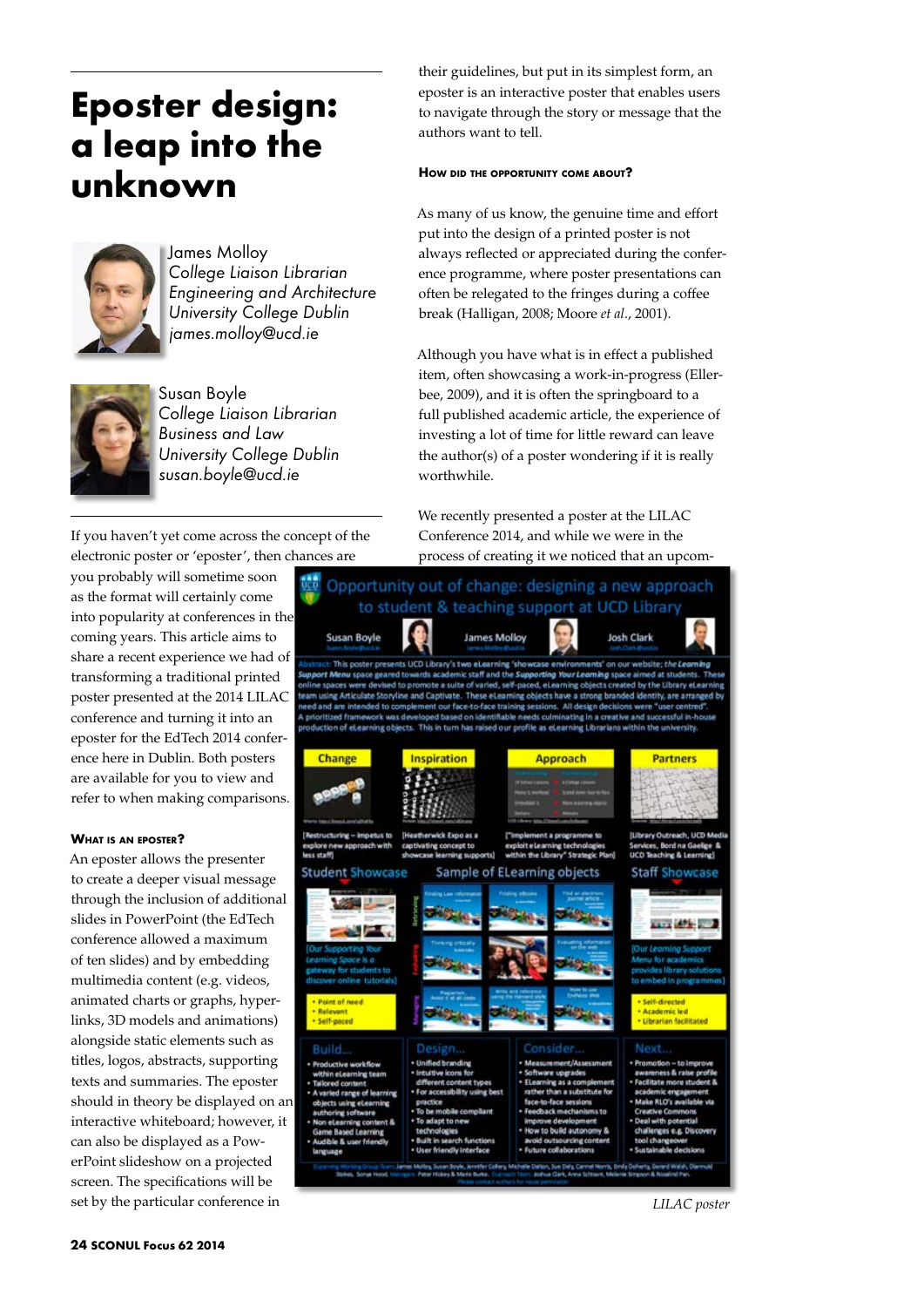# Eposter design: a leap into the unknown

James Molloy
*College Liaison Librarian*
*Engineering and Architecture*
*University College Dublin*
*james.molloy@ucd.ie*

Susan Boyle
*College Liaison Librarian*
*Business and Law*
*University College Dublin*
*susan.boyle@ucd.ie*

If you haven't yet come across the concept of the electronic poster or 'eposter', then chances are you probably will sometime soon as the format will certainly come into popularity at conferences in the coming years. This article aims to share a recent experience we had of transforming a traditional printed poster presented at the 2014 LILAC conference and turning it into an eposter for the EdTech 2014 conference here in Dublin. Both posters are available for you to view and refer to when making comparisons.

### What is an eposter?

An eposter allows the presenter to create a deeper visual message through the inclusion of additional slides in PowerPoint (the EdTech conference allowed a maximum of ten slides) and by embedding multimedia content (e.g. videos, animated charts or graphs, hyperlinks, 3D models and animations) alongside static elements such as titles, logos, abstracts, supporting texts and summaries. The eposter should in theory be displayed on an interactive whiteboard; however, it can also be displayed as a PowerPoint slideshow on a projected screen. The specifications will be set by the particular conference in their guidelines, but put in its simplest form, an eposter is an interactive poster that enables users to navigate through the story or message that the authors want to tell.

### How did the opportunity come about?

As many of us know, the genuine time and effort put into the design of a printed poster is not always reflected or appreciated during the conference programme, where poster presentations can often be relegated to the fringes during a coffee break (Halligan, 2008; Moore *et al*., 2001).

Although you have what is in effect a published item, often showcasing a work-in-progress (Ellerbee, 2009), and it is often the springboard to a full published academic article, the experience of investing a lot of time for little reward can leave the author(s) of a poster wondering if it is really worthwhile.

We recently presented a poster at the LILAC Conference 2014, and while we were in the process of creating it we noticed that an upcom-

*LILAC poster*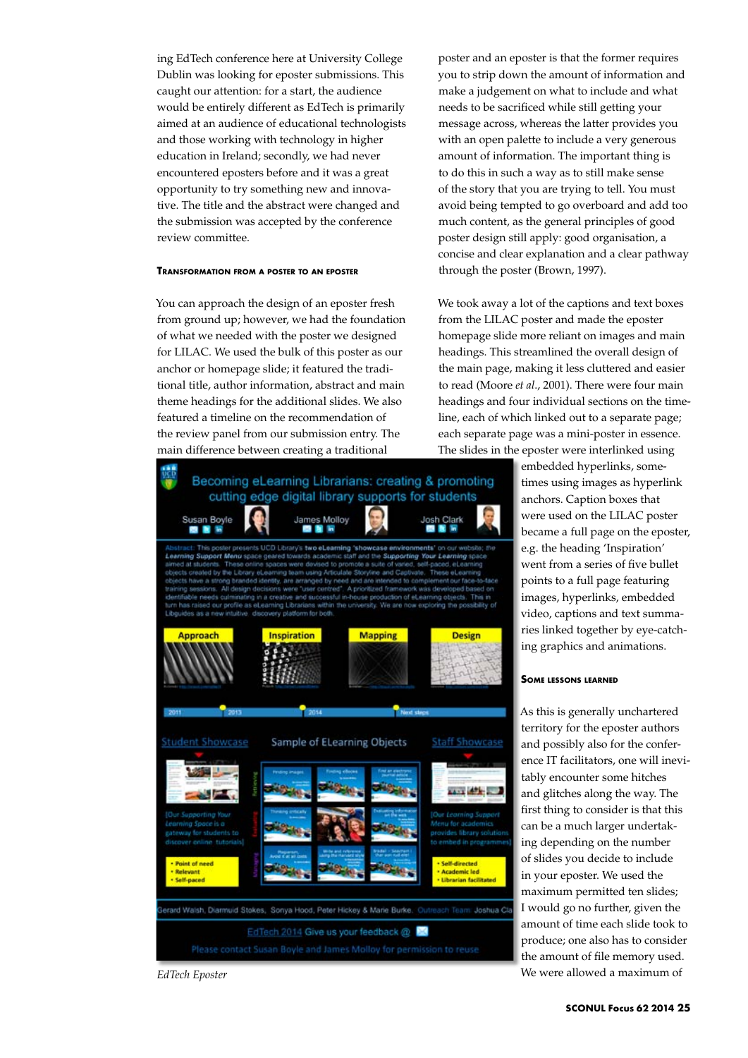ing EdTech conference here at University College Dublin was looking for eposter submissions. This caught our attention: for a start, the audience would be entirely different as EdTech is primarily aimed at an audience of educational technologists and those working with technology in higher education in Ireland; secondly, we had never encountered eposters before and it was a great opportunity to try something new and innovative. The title and the abstract were changed and the submission was accepted by the conference review committee.

### Transformation from a poster to an eposter

You can approach the design of an eposter fresh from ground up; however, we had the foundation of what we needed with the poster we designed for LILAC. We used the bulk of this poster as our anchor or homepage slide; it featured the traditional title, author information, abstract and main theme headings for the additional slides. We also featured a timeline on the recommendation of the review panel from our submission entry. The main difference between creating a traditional poster and an eposter is that the former requires you to strip down the amount of information and make a judgement on what to include and what needs to be sacrificed while still getting your message across, whereas the latter provides you with an open palette to include a very generous amount of information. The important thing is to do this in such a way as to still make sense of the story that you are trying to tell. You must avoid being tempted to go overboard and add too much content, as the general principles of good poster design still apply: good organisation, a concise and clear explanation and a clear pathway through the poster (Brown, 1997).

We took away a lot of the captions and text boxes from the LILAC poster and made the eposter homepage slide more reliant on images and main headings. This streamlined the overall design of the main page, making it less cluttered and easier to read (Moore *et al.*, 2001). There were four main headings and four individual sections on the timeline, each of which linked out to a separate page; each separate page was a mini-poster in essence. The slides in the eposter were interlinked using embedded hyperlinks, sometimes using images as hyperlink anchors. Caption boxes that were used on the LILAC poster became a full page on the eposter, e.g. the heading 'Inspiration' went from a series of five bullet points to a full page featuring images, hyperlinks, embedded video, captions and text summaries linked together by eye-catching graphics and animations.

*EdTech Eposter*

### Some lessons learned

As this is generally unchartered territory for the eposter authors and possibly also for the conference IT facilitators, one will inevitably encounter some hitches and glitches along the way. The first thing to consider is that this can be a much larger undertaking depending on the number of slides you decide to include in your eposter. We used the maximum permitted ten slides; I would go no further, given the amount of time each slide took to produce; one also has to consider the amount of file memory used. We were allowed a maximum of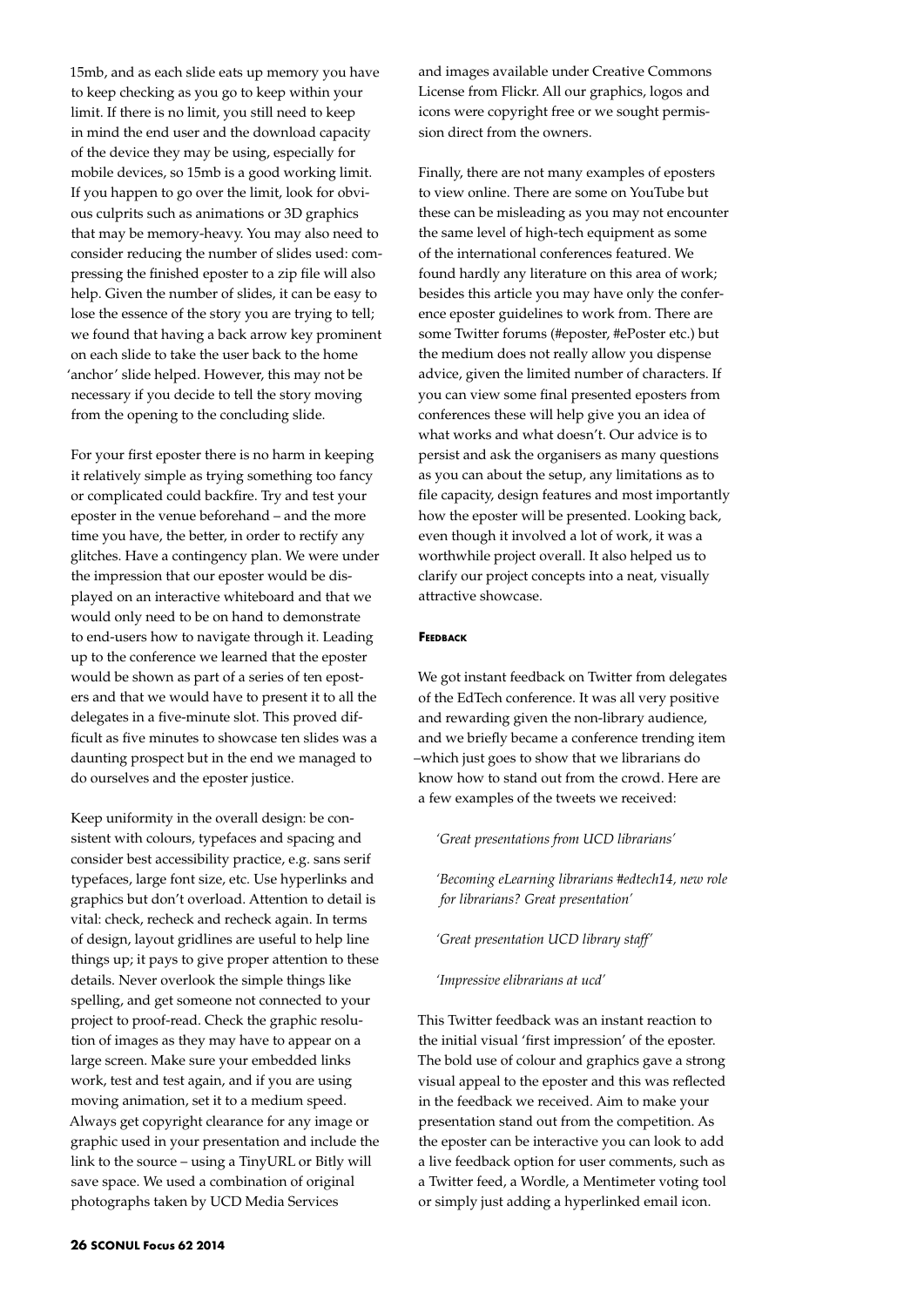15mb, and as each slide eats up memory you have to keep checking as you go to keep within your limit. If there is no limit, you still need to keep in mind the end user and the download capacity of the device they may be using, especially for mobile devices, so 15mb is a good working limit. If you happen to go over the limit, look for obvious culprits such as animations or 3D graphics that may be memory-heavy. You may also need to consider reducing the number of slides used: compressing the finished eposter to a zip file will also help. Given the number of slides, it can be easy to lose the essence of the story you are trying to tell; we found that having a back arrow key prominent on each slide to take the user back to the home 'anchor' slide helped. However, this may not be necessary if you decide to tell the story moving from the opening to the concluding slide.

For your first eposter there is no harm in keeping it relatively simple as trying something too fancy or complicated could backfire. Try and test your eposter in the venue beforehand – and the more time you have, the better, in order to rectify any glitches. Have a contingency plan. We were under the impression that our eposter would be displayed on an interactive whiteboard and that we would only need to be on hand to demonstrate to end-users how to navigate through it. Leading up to the conference we learned that the eposter would be shown as part of a series of ten eposters and that we would have to present it to all the delegates in a five-minute slot. This proved difficult as five minutes to showcase ten slides was a daunting prospect but in the end we managed to do ourselves and the eposter justice.

Keep uniformity in the overall design: be consistent with colours, typefaces and spacing and consider best accessibility practice, e.g. sans serif typefaces, large font size, etc. Use hyperlinks and graphics but don't overload. Attention to detail is vital: check, recheck and recheck again. In terms of design, layout gridlines are useful to help line things up; it pays to give proper attention to these details. Never overlook the simple things like spelling, and get someone not connected to your project to proof-read. Check the graphic resolution of images as they may have to appear on a large screen. Make sure your embedded links work, test and test again, and if you are using moving animation, set it to a medium speed. Always get copyright clearance for any image or graphic used in your presentation and include the link to the source – using a TinyURL or Bitly will save space. We used a combination of original photographs taken by UCD Media Services and images available under Creative Commons License from Flickr. All our graphics, logos and icons were copyright free or we sought permission direct from the owners.

Finally, there are not many examples of eposters to view online. There are some on YouTube but these can be misleading as you may not encounter the same level of high-tech equipment as some of the international conferences featured. We found hardly any literature on this area of work; besides this article you may have only the conference eposter guidelines to work from. There are some Twitter forums (#eposter, #ePoster etc.) but the medium does not really allow you dispense advice, given the limited number of characters. If you can view some final presented eposters from conferences these will help give you an idea of what works and what doesn't. Our advice is to persist and ask the organisers as many questions as you can about the setup, any limitations as to file capacity, design features and most importantly how the eposter will be presented. Looking back, even though it involved a lot of work, it was a worthwhile project overall. It also helped us to clarify our project concepts into a neat, visually attractive showcase.

#### Feedback

We got instant feedback on Twitter from delegates of the EdTech conference. It was all very positive and rewarding given the non-library audience, and we briefly became a conference trending item –which just goes to show that we librarians do know how to stand out from the crowd. Here are a few examples of the tweets we received:

*'Great presentations from UCD librarians'*

*'Becoming eLearning librarians #edtech14, new role for librarians? Great presentation'*

*'Great presentation UCD library staff'*

*'Impressive elibrarians at ucd'*

This Twitter feedback was an instant reaction to the initial visual 'first impression' of the eposter. The bold use of colour and graphics gave a strong visual appeal to the eposter and this was reflected in the feedback we received. Aim to make your presentation stand out from the competition. As the eposter can be interactive you can look to add a live feedback option for user comments, such as a Twitter feed, a Wordle, a Mentimeter voting tool or simply just adding a hyperlinked email icon.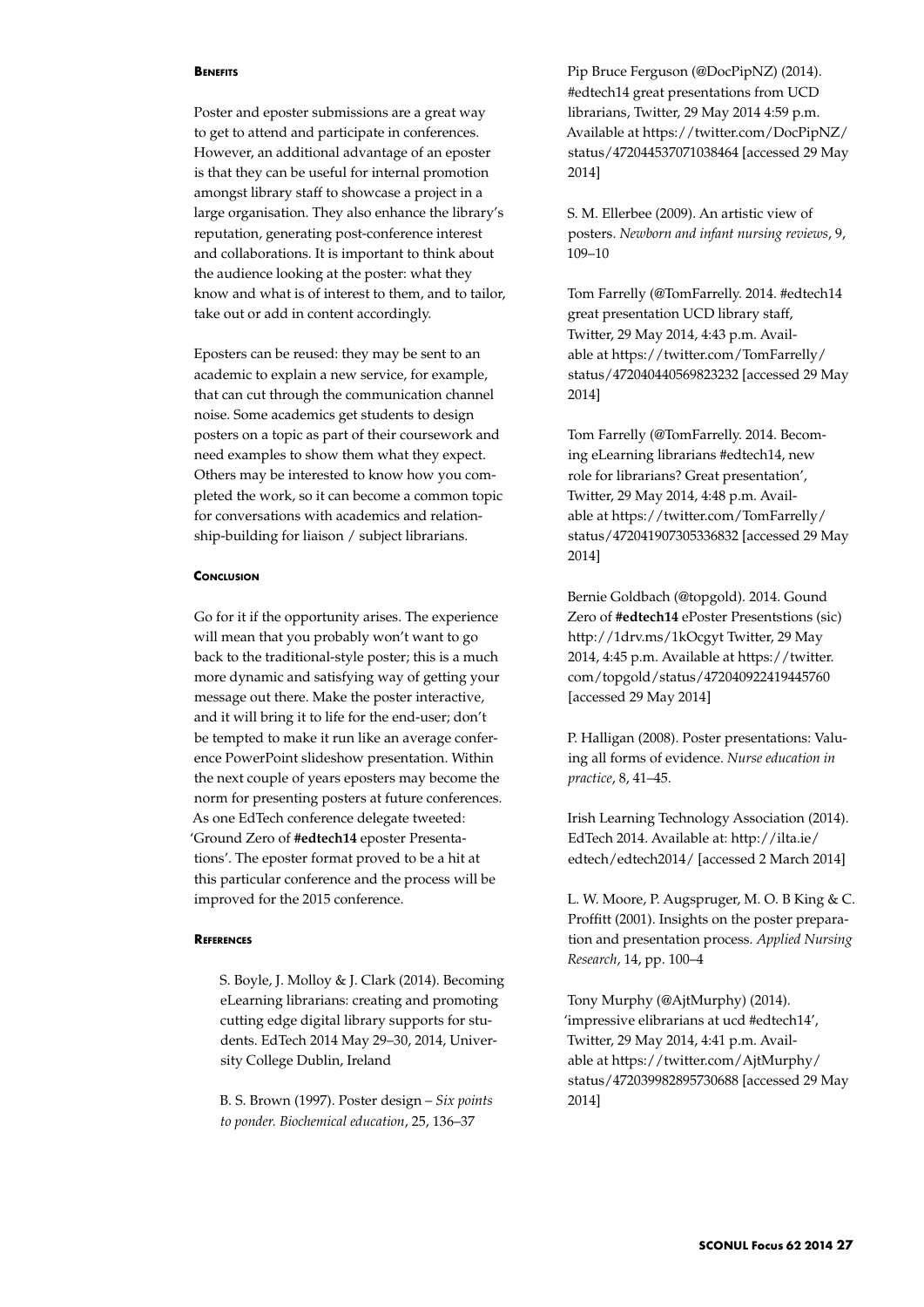### Benefits

Poster and eposter submissions are a great way to get to attend and participate in conferences. However, an additional advantage of an eposter is that they can be useful for internal promotion amongst library staff to showcase a project in a large organisation. They also enhance the library's reputation, generating post-conference interest and collaborations. It is important to think about the audience looking at the poster: what they know and what is of interest to them, and to tailor, take out or add in content accordingly.

Eposters can be reused: they may be sent to an academic to explain a new service, for example, that can cut through the communication channel noise. Some academics get students to design posters on a topic as part of their coursework and need examples to show them what they expect. Others may be interested to know how you completed the work, so it can become a common topic for conversations with academics and relationship-building for liaison / subject librarians.

### Conclusion

Go for it if the opportunity arises. The experience will mean that you probably won't want to go back to the traditional-style poster; this is a much more dynamic and satisfying way of getting your message out there. Make the poster interactive, and it will bring it to life for the end-user; don't be tempted to make it run like an average conference PowerPoint slideshow presentation. Within the next couple of years eposters may become the norm for presenting posters at future conferences. As one EdTech conference delegate tweeted: 'Ground Zero of **#edtech14** eposter Presentations'. The eposter format proved to be a hit at this particular conference and the process will be improved for the 2015 conference.

### References

S. Boyle, J. Molloy & J. Clark (2014). Becoming eLearning librarians: creating and promoting cutting edge digital library supports for students. EdTech 2014 May 29–30, 2014, University College Dublin, Ireland

B. S. Brown (1997). Poster design – *Six points to ponder. Biochemical education*, 25, 136–37

Pip Bruce Ferguson (@DocPipNZ) (2014). #edtech14 great presentations from UCD librarians, Twitter, 29 May 2014 4:59 p.m. Available at https://twitter.com/DocPipNZ/status/472044537071038464 [accessed 29 May 2014]

S. M. Ellerbee (2009). An artistic view of posters. *Newborn and infant nursing reviews*, 9, 109–10

Tom Farrelly (@TomFarrelly. 2014. #edtech14 great presentation UCD library staff, Twitter, 29 May 2014, 4:43 p.m. Available at https://twitter.com/TomFarrelly/status/472040440569823232 [accessed 29 May 2014]

Tom Farrelly (@TomFarrelly. 2014. Becoming eLearning librarians #edtech14, new role for librarians? Great presentation', Twitter, 29 May 2014, 4:48 p.m. Available at https://twitter.com/TomFarrelly/status/472041907305336832 [accessed 29 May 2014]

Bernie Goldbach (@topgold). 2014. Gound Zero of **#edtech14** ePoster Presentstions (sic) http://1drv.ms/1kOcgyt Twitter, 29 May 2014, 4:45 p.m. Available at https://twitter.com/topgold/status/472040922419445760 [accessed 29 May 2014]

P. Halligan (2008). Poster presentations: Valuing all forms of evidence. *Nurse education in practice*, 8, 41–45.

Irish Learning Technology Association (2014). EdTech 2014. Available at: http://ilta.ie/edtech/edtech2014/ [accessed 2 March 2014]

L. W. Moore, P. Augspruger, M. O. B King & C. Proffitt (2001). Insights on the poster preparation and presentation process. *Applied Nursing Research*, 14, pp. 100–4

Tony Murphy (@AjtMurphy) (2014). 'impressive elibrarians at ucd #edtech14', Twitter, 29 May 2014, 4:41 p.m. Available at https://twitter.com/AjtMurphy/status/472039982895730688 [accessed 29 May 2014]